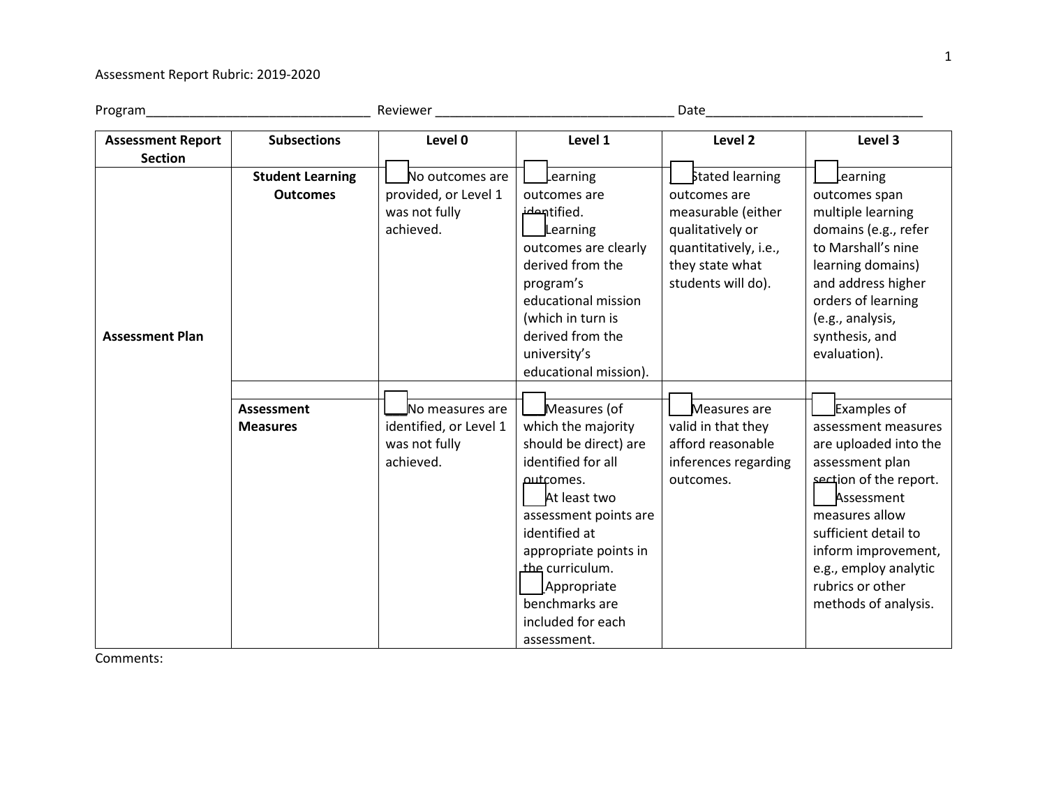Assessment Report Rubric: 2019-2020

Program_______________________________ Reviewer _________________________________ Date______________________________

| Assessment Report Section | Subsections | Level 0 | Level 1 | Level 2 | Level 3 |
|---|---|---|---|---|---|
| Assessment Plan | **Student Learning Outcomes** | ☐ No outcomes are provided, or Level 1 was not fully achieved. | ☐ Learning outcomes are identified.<br>☐ Learning outcomes are clearly derived from the program's educational mission (which in turn is derived from the university's educational mission). | ☐ Stated learning outcomes are measurable (either qualitatively or quantitatively, i.e., they state what students will do). | ☐ Learning outcomes span multiple learning domains (e.g., refer to Marshall's nine learning domains) and address higher orders of learning (e.g., analysis, synthesis, and evaluation). |
| | | | | | |
| | **Assessment Measures** | ☐ No measures are identified, or Level 1 was not fully achieved. | ☐ Measures (of which the majority should be direct) are identified for all outcomes.<br>☐ At least two assessment points are identified at appropriate points in the curriculum.<br>☐ Appropriate benchmarks are included for each assessment. | ☐ Measures are valid in that they afford reasonable inferences regarding outcomes. | ☐ Examples of assessment measures are uploaded into the assessment plan section of the report.<br>☐ Assessment measures allow sufficient detail to inform improvement, e.g., employ analytic rubrics or other methods of analysis. |

Comments: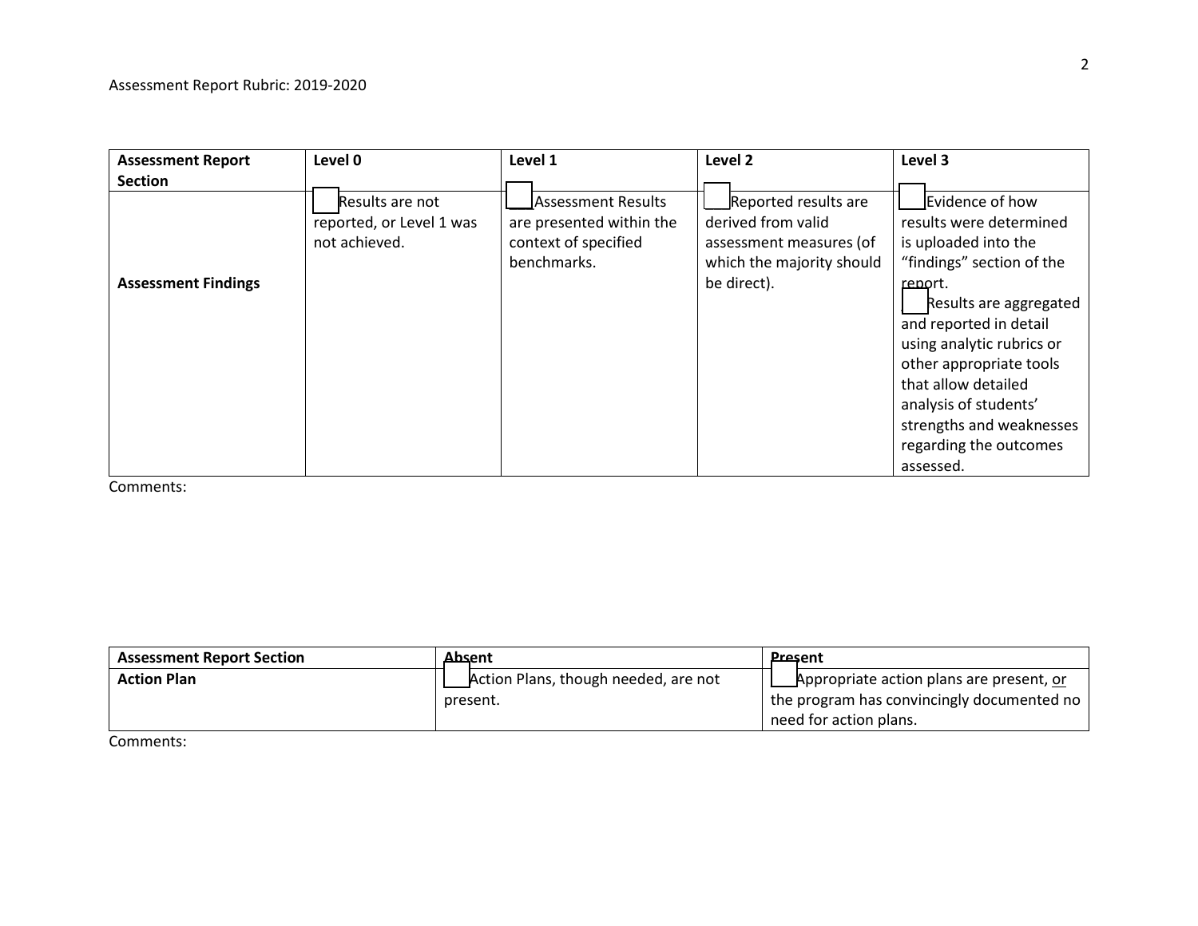Assessment Report Rubric: 2019-2020

| Assessment Report Section | Level 0 | Level 1 | Level 2 | Level 3 |
|---|---|---|---|---|
| **Assessment Findings** | ☐ Results are not reported, or Level 1 was not achieved. | ☐ Assessment Results are presented within the context of specified benchmarks. | ☐ Reported results are derived from valid assessment measures (of which the majority should be direct). | ☐ Evidence of how results were determined is uploaded into the "findings" section of the report.<br>☐ Results are aggregated and reported in detail using analytic rubrics or other appropriate tools that allow detailed analysis of students' strengths and weaknesses regarding the outcomes assessed. |

Comments:

| Assessment Report Section | Absent | Present |
|---|---|---|
| **Action Plan** | ☐ Action Plans, though needed, are not present. | ☐ Appropriate action plans are present, <u>or</u> the program has convincingly documented no need for action plans. |

Comments: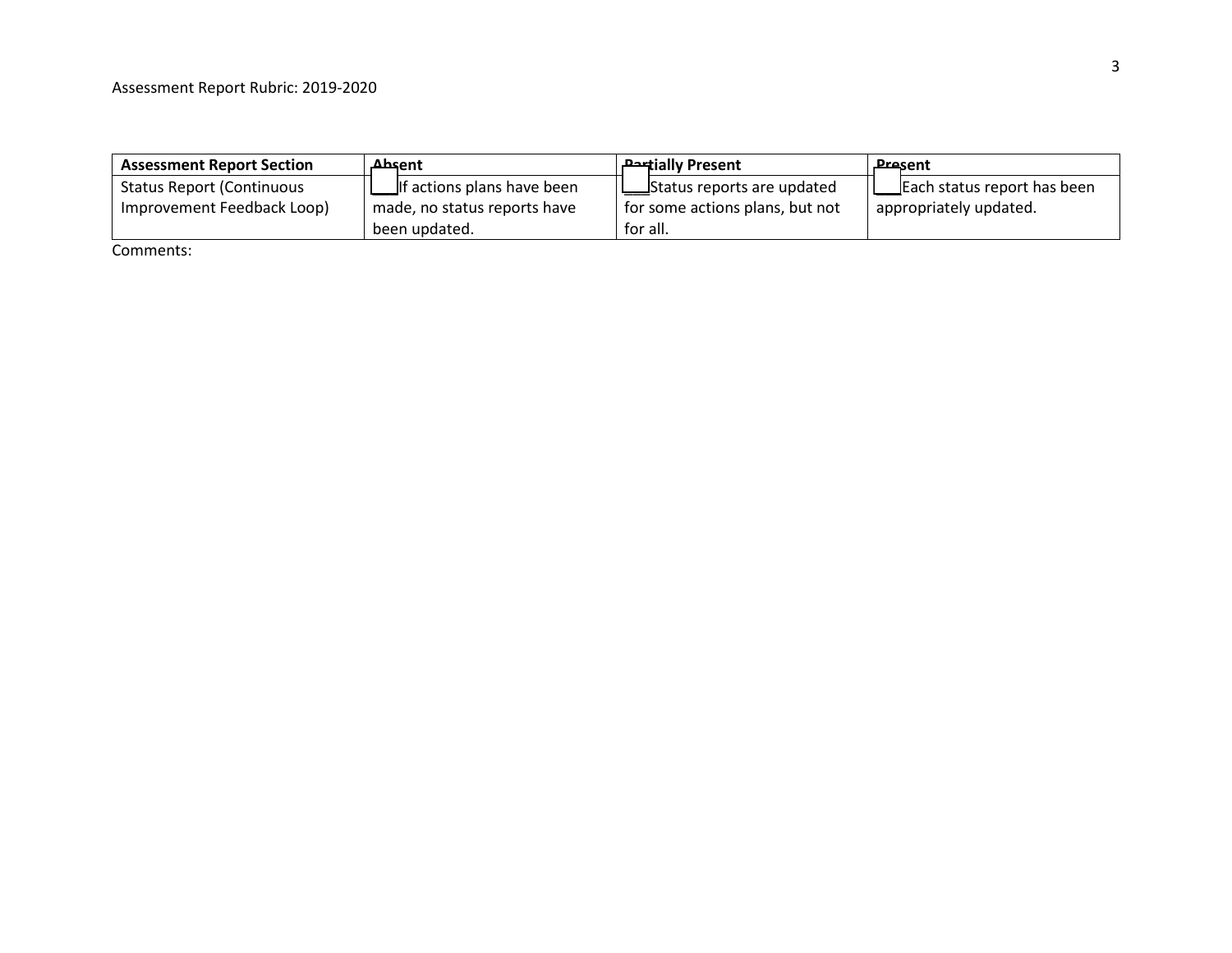| Assessment Report Section | Absent | Partially Present | Present |
|---|---|---|---|
| Status Report (Continuous Improvement Feedback Loop) | ☐ If actions plans have been made, no status reports have been updated. | ☐ Status reports are updated for some actions plans, but not for all. | ☐ Each status report has been appropriately updated. |

Comments: